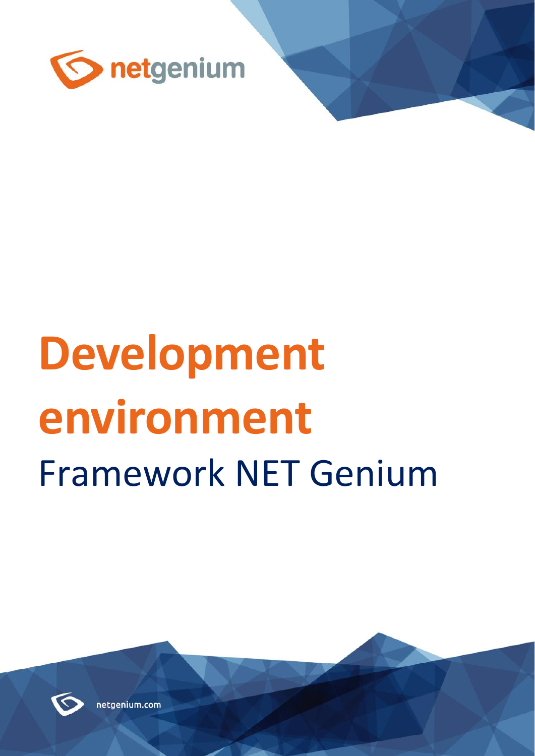netgenium

# Development environment

## Framework NET Genium

netgenium.com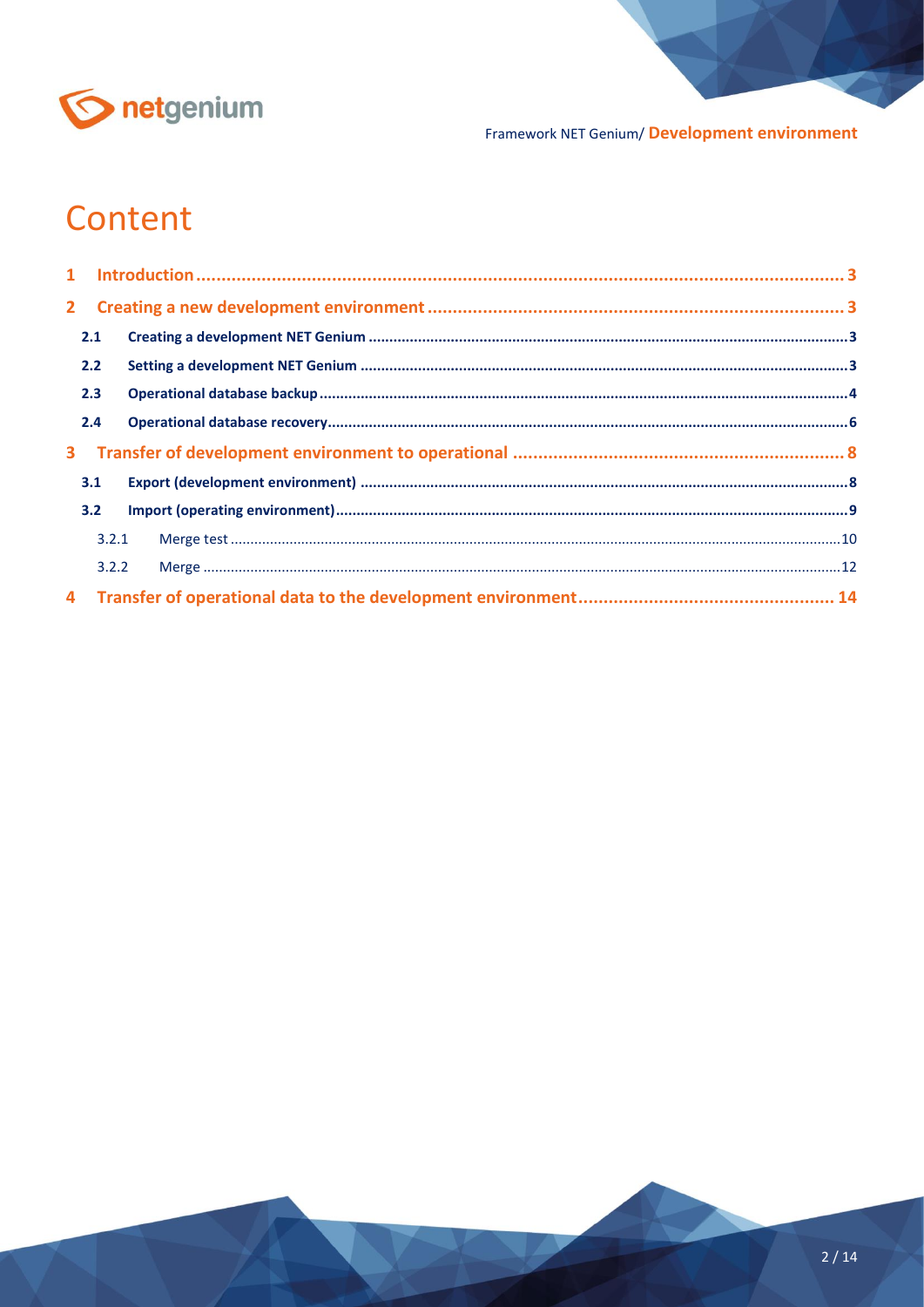# Content

1 Introduction ........ 3

2 Creating a new development environment ........ 3

- 2.1 Creating a development NET Genium ........ 3
- 2.2 Setting a development NET Genium ........ 3
- 2.3 Operational database backup ........ 4
- 2.4 Operational database recovery ........ 6

3 Transfer of development environment to operational ........ 8

- 3.1 Export (development environment) ........ 8
- 3.2 Import (operating environment) ........ 9
  - 3.2.1 Merge test ........ 10
  - 3.2.2 Merge ........ 12

4 Transfer of operational data to the development environment ........ 14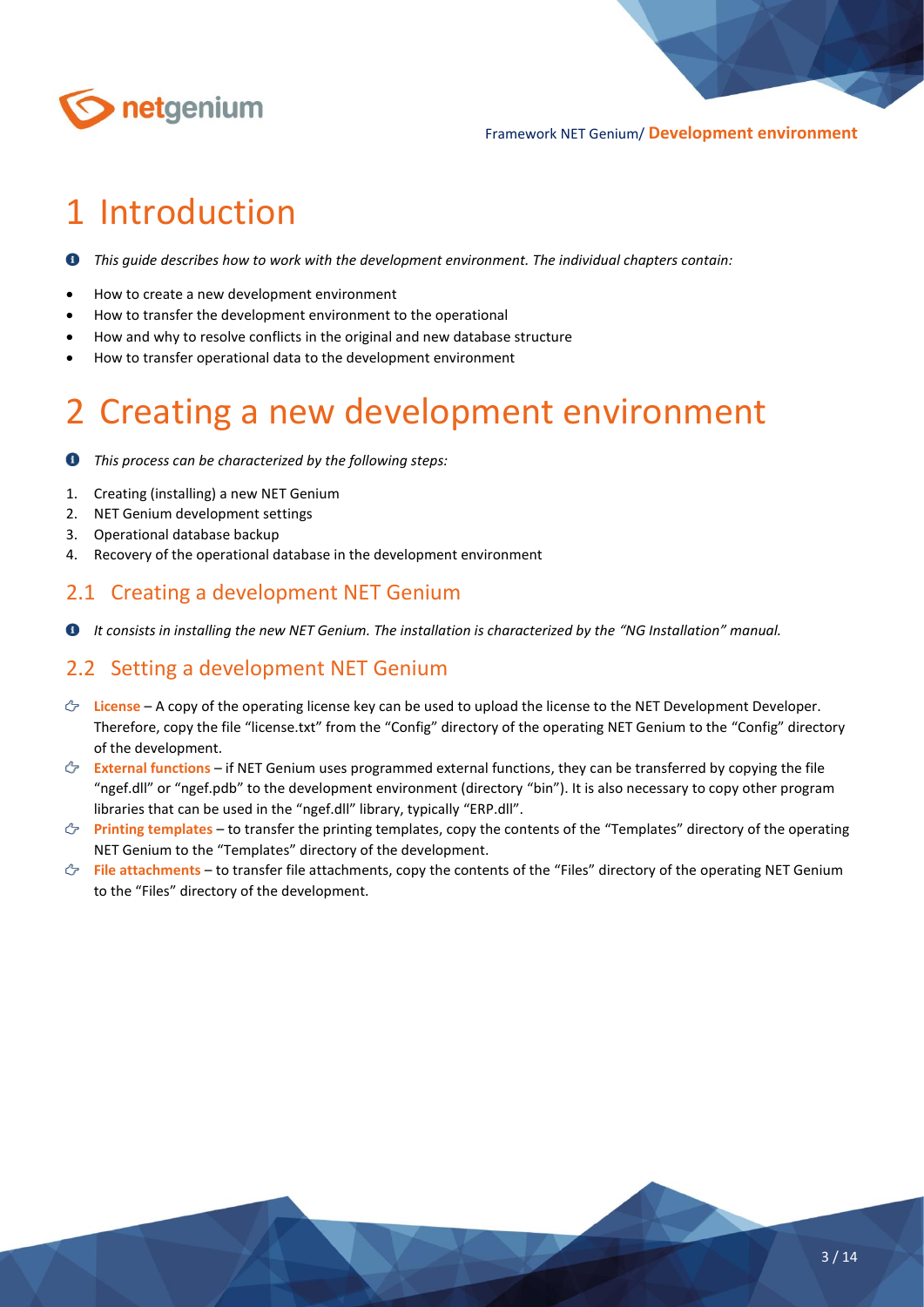# 1 Introduction

*This guide describes how to work with the development environment. The individual chapters contain:*

- How to create a new development environment
- How to transfer the development environment to the operational
- How and why to resolve conflicts in the original and new database structure
- How to transfer operational data to the development environment

# 2 Creating a new development environment

*This process can be characterized by the following steps:*

1. Creating (installing) a new NET Genium
2. NET Genium development settings
3. Operational database backup
4. Recovery of the operational database in the development environment

## 2.1 Creating a development NET Genium

*It consists in installing the new NET Genium. The installation is characterized by the "NG Installation" manual.*

## 2.2 Setting a development NET Genium

- **License** – A copy of the operating license key can be used to upload the license to the NET Development Developer. Therefore, copy the file "license.txt" from the "Config" directory of the operating NET Genium to the "Config" directory of the development.
- **External functions** – if NET Genium uses programmed external functions, they can be transferred by copying the file "ngef.dll" or "ngef.pdb" to the development environment (directory "bin"). It is also necessary to copy other program libraries that can be used in the "ngef.dll" library, typically "ERP.dll".
- **Printing templates** – to transfer the printing templates, copy the contents of the "Templates" directory of the operating NET Genium to the "Templates" directory of the development.
- **File attachments** – to transfer file attachments, copy the contents of the "Files" directory of the operating NET Genium to the "Files" directory of the development.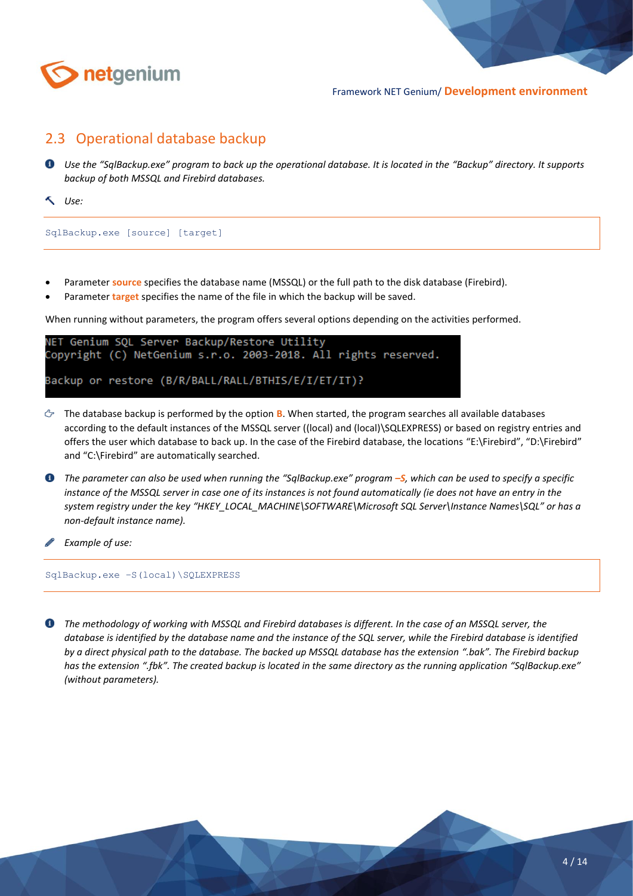## 2.3 Operational database backup

*Use the "SqlBackup.exe" program to back up the operational database. It is located in the "Backup" directory. It supports backup of both MSSQL and Firebird databases.*

*Use:*

```
SqlBackup.exe [source] [target]
```

- Parameter **source** specifies the database name (MSSQL) or the full path to the disk database (Firebird).
- Parameter **target** specifies the name of the file in which the backup will be saved.

When running without parameters, the program offers several options depending on the activities performed.

```
NET Genium SQL Server Backup/Restore Utility
Copyright (C) NetGenium s.r.o. 2003-2018. All rights reserved.

Backup or restore (B/R/BALL/RALL/BTHIS/E/I/ET/IT)?
```

The database backup is performed by the option **B**. When started, the program searches all available databases according to the default instances of the MSSQL server ((local) and (local)\SQLEXPRESS) or based on registry entries and offers the user which database to back up. In the case of the Firebird database, the locations "E:\Firebird", "D:\Firebird" and "C:\Firebird" are automatically searched.

*The parameter can also be used when running the "SqlBackup.exe" program* ***–S****, which can be used to specify a specific instance of the MSSQL server in case one of its instances is not found automatically (ie does not have an entry in the system registry under the key "HKEY_LOCAL_MACHINE\SOFTWARE\Microsoft SQL Server\Instance Names\SQL" or has a non-default instance name).*

*Example of use:*

```
SqlBackup.exe -S(local)\SQLEXPRESS
```

*The methodology of working with MSSQL and Firebird databases is different. In the case of an MSSQL server, the database is identified by the database name and the instance of the SQL server, while the Firebird database is identified by a direct physical path to the database. The backed up MSSQL database has the extension ".bak". The Firebird backup has the extension ".fbk". The created backup is located in the same directory as the running application "SqlBackup.exe" (without parameters).*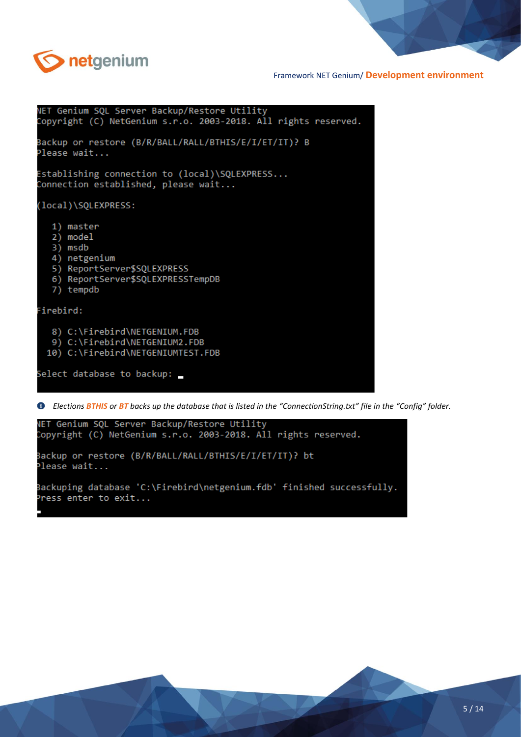```
NET Genium SQL Server Backup/Restore Utility
Copyright (C) NetGenium s.r.o. 2003-2018. All rights reserved.

Backup or restore (B/R/BALL/RALL/BTHIS/E/I/ET/IT)? B
Please wait...

Establishing connection to (local)\SQLEXPRESS...
Connection established, please wait...

(local)\SQLEXPRESS:

   1) master
   2) model
   3) msdb
   4) netgenium
   5) ReportServer$SQLEXPRESS
   6) ReportServer$SQLEXPRESSTempDB
   7) tempdb

Firebird:

   8) C:\Firebird\NETGENIUM.FDB
   9) C:\Firebird\NETGENIUM2.FDB
  10) C:\Firebird\NETGENIUMTEST.FDB

Select database to backup:
```

*Elections **BTHIS** or **BT** backs up the database that is listed in the "ConnectionString.txt" file in the "Config" folder.*

```
NET Genium SQL Server Backup/Restore Utility
Copyright (C) NetGenium s.r.o. 2003-2018. All rights reserved.

Backup or restore (B/R/BALL/RALL/BTHIS/E/I/ET/IT)? bt
Please wait...

Backuping database 'C:\Firebird\netgenium.fdb' finished successfully.
Press enter to exit...
```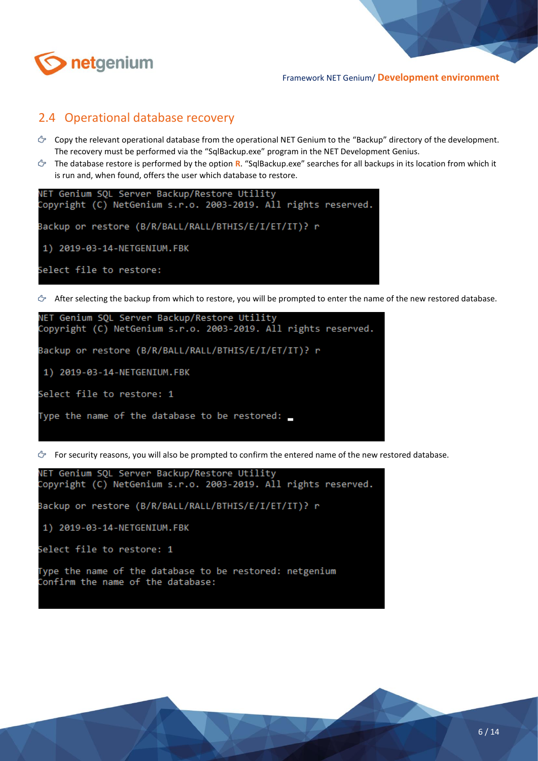## 2.4 Operational database recovery

- Copy the relevant operational database from the operational NET Genium to the “Backup” directory of the development. The recovery must be performed via the “SqlBackup.exe” program in the NET Development Genius.
- The database restore is performed by the option **R**. “SqlBackup.exe” searches for all backups in its location from which it is run and, when found, offers the user which database to restore.

```
NET Genium SQL Server Backup/Restore Utility
Copyright (C) NetGenium s.r.o. 2003-2019. All rights reserved.

Backup or restore (B/R/BALL/RALL/BTHIS/E/I/ET/IT)? r

 1) 2019-03-14-NETGENIUM.FBK

Select file to restore:
```

- After selecting the backup from which to restore, you will be prompted to enter the name of the new restored database.

```
NET Genium SQL Server Backup/Restore Utility
Copyright (C) NetGenium s.r.o. 2003-2019. All rights reserved.

Backup or restore (B/R/BALL/RALL/BTHIS/E/I/ET/IT)? r

 1) 2019-03-14-NETGENIUM.FBK

Select file to restore: 1

Type the name of the database to be restored: _
```

- For security reasons, you will also be prompted to confirm the entered name of the new restored database.

```
NET Genium SQL Server Backup/Restore Utility
Copyright (C) NetGenium s.r.o. 2003-2019. All rights reserved.

Backup or restore (B/R/BALL/RALL/BTHIS/E/I/ET/IT)? r

 1) 2019-03-14-NETGENIUM.FBK

Select file to restore: 1

Type the name of the database to be restored: netgenium
Confirm the name of the database:
```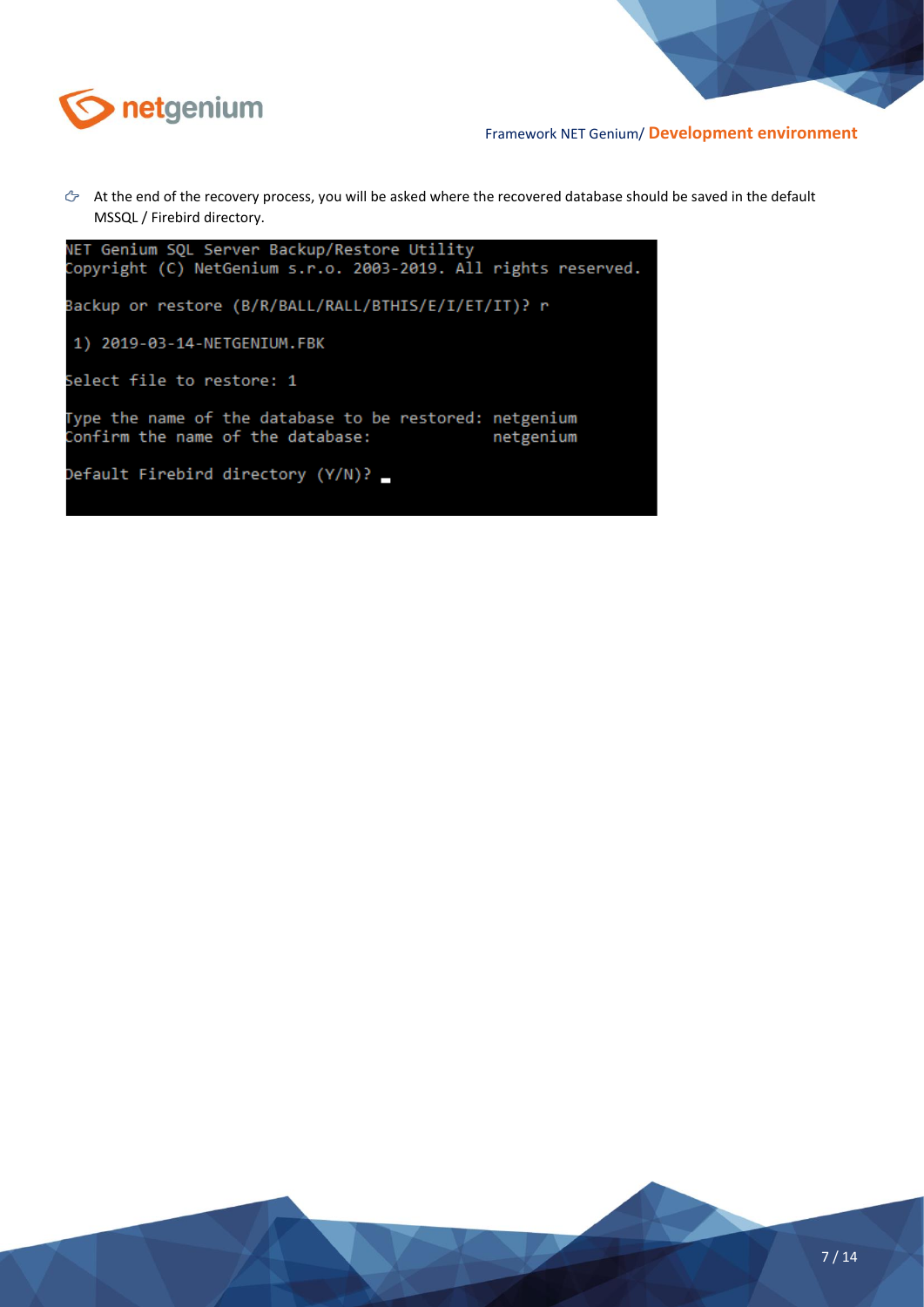- At the end of the recovery process, you will be asked where the recovered database should be saved in the default MSSQL / Firebird directory.

```
NET Genium SQL Server Backup/Restore Utility
Copyright (C) NetGenium s.r.o. 2003-2019. All rights reserved.

Backup or restore (B/R/BALL/RALL/BTHIS/E/I/ET/IT)? r

 1) 2019-03-14-NETGENIUM.FBK

Select file to restore: 1

Type the name of the database to be restored: netgenium
Confirm the name of the database:             netgenium

Default Firebird directory (Y/N)? _
```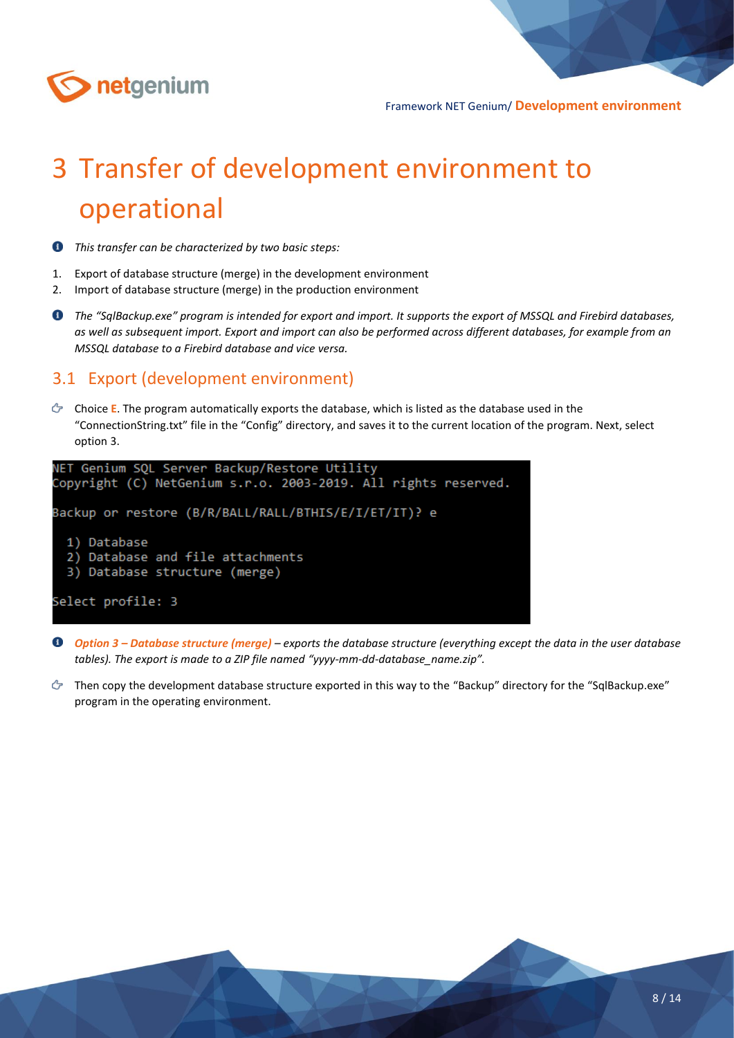# 3 Transfer of development environment to operational

*This transfer can be characterized by two basic steps:*

1. Export of database structure (merge) in the development environment
2. Import of database structure (merge) in the production environment

*The “SqlBackup.exe” program is intended for export and import. It supports the export of MSSQL and Firebird databases, as well as subsequent import. Export and import can also be performed across different databases, for example from an MSSQL database to a Firebird database and vice versa.*

## 3.1 Export (development environment)

Choice **E**. The program automatically exports the database, which is listed as the database used in the “ConnectionString.txt” file in the “Config” directory, and saves it to the current location of the program. Next, select option 3.

```
NET Genium SQL Server Backup/Restore Utility
Copyright (C) NetGenium s.r.o. 2003-2019. All rights reserved.

Backup or restore (B/R/BALL/RALL/BTHIS/E/I/ET/IT)? e

  1) Database
  2) Database and file attachments
  3) Database structure (merge)

Select profile: 3
```

***Option 3 – Database structure (merge)*** *– exports the database structure (everything except the data in the user database tables). The export is made to a ZIP file named “yyyy-mm-dd-database_name.zip”.*

Then copy the development database structure exported in this way to the “Backup” directory for the “SqlBackup.exe” program in the operating environment.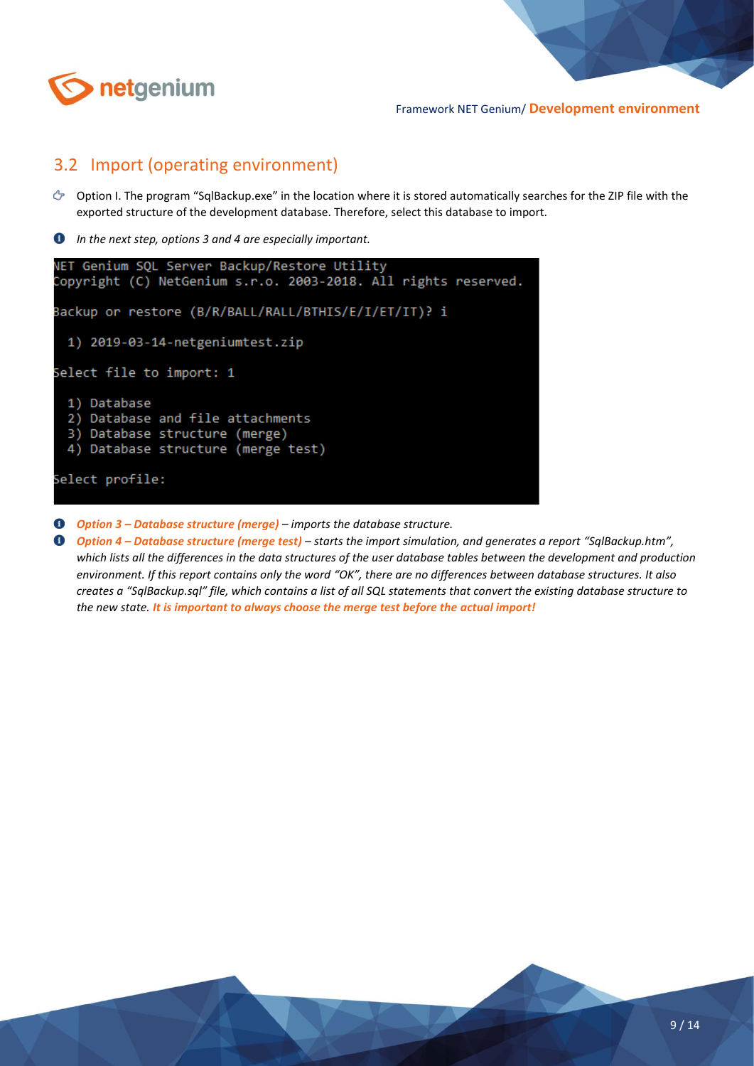## 3.2 Import (operating environment)

- Option I. The program "SqlBackup.exe" in the location where it is stored automatically searches for the ZIP file with the exported structure of the development database. Therefore, select this database to import.

- *In the next step, options 3 and 4 are especially important.*

```
NET Genium SQL Server Backup/Restore Utility
Copyright (C) NetGenium s.r.o. 2003-2018. All rights reserved.

Backup or restore (B/R/BALL/RALL/BTHIS/E/I/ET/IT)? i

  1) 2019-03-14-netgeniumtest.zip

Select file to import: 1

  1) Database
  2) Database and file attachments
  3) Database structure (merge)
  4) Database structure (merge test)

Select profile:
```

- ***Option 3 – Database structure (merge)** – imports the database structure.*
- ***Option 4 – Database structure (merge test)** – starts the import simulation, and generates a report "SqlBackup.htm", which lists all the differences in the data structures of the user database tables between the development and production environment. If this report contains only the word "OK", there are no differences between database structures. It also creates a "SqlBackup.sql" file, which contains a list of all SQL statements that convert the existing database structure to the new state. **It is important to always choose the merge test before the actual import!***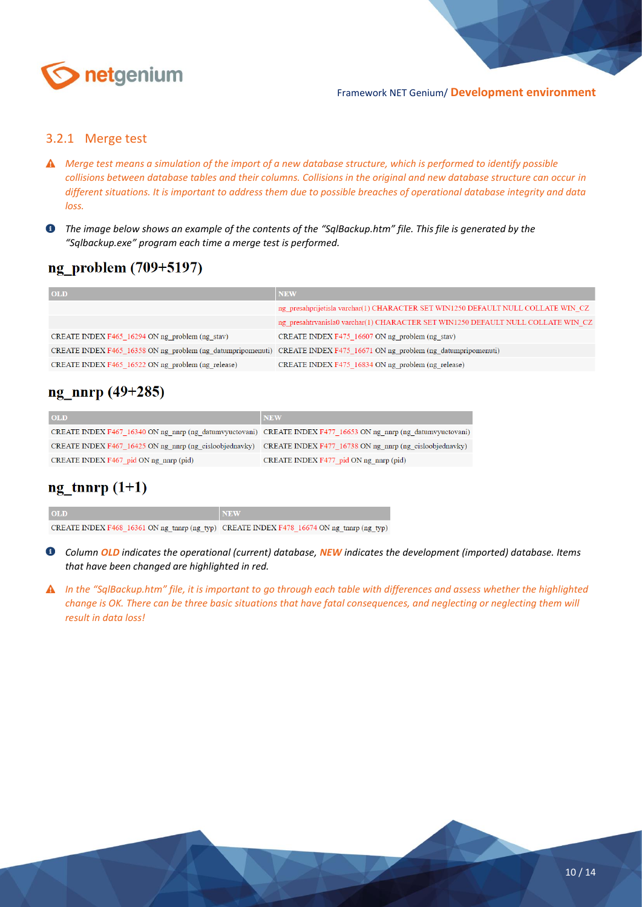### 3.2.1 Merge test

- ⚠ *Merge test means a simulation of the import of a new database structure, which is performed to identify possible collisions between database tables and their columns. Collisions in the original and new database structure can occur in different situations. It is important to address them due to possible breaches of operational database integrity and data loss.*

- ℹ *The image below shows an example of the contents of the "SqlBackup.htm" file. This file is generated by the "Sqlbackup.exe" program each time a merge test is performed.*

## ng_problem (709+5197)

| OLD | NEW |
|---|---|
| | ng_presahprijetisla varchar(1) CHARACTER SET WIN1250 DEFAULT NULL COLLATE WIN_CZ |
| | ng_presahtrvanisla0 varchar(1) CHARACTER SET WIN1250 DEFAULT NULL COLLATE WIN_CZ |
| CREATE INDEX F465_16294 ON ng_problem (ng_stav) | CREATE INDEX F475_16607 ON ng_problem (ng_stav) |
| CREATE INDEX F465_16358 ON ng_problem (ng_datumpripomenuti) | CREATE INDEX F475_16671 ON ng_problem (ng_datumpripomenuti) |
| CREATE INDEX F465_16522 ON ng_problem (ng_release) | CREATE INDEX F475_16834 ON ng_problem (ng_release) |

## ng_nnrp (49+285)

| OLD | NEW |
|---|---|
| CREATE INDEX F467_16340 ON ng_nnrp (ng_datumvyuctovani) | CREATE INDEX F477_16653 ON ng_nnrp (ng_datumvyuctovani) |
| CREATE INDEX F467_16425 ON ng_nnrp (ng_cisloobjednavky) | CREATE INDEX F477_16738 ON ng_nnrp (ng_cisloobjednavky) |
| CREATE INDEX F467_pid ON ng_nnrp (pid) | CREATE INDEX F477_pid ON ng_nnrp (pid) |

## ng_tnnrp (1+1)

| OLD | NEW |
|---|---|
| CREATE INDEX F468_16361 ON ng_tnnrp (ng_typ) | CREATE INDEX F478_16674 ON ng_tnnrp (ng_typ) |

- ℹ *Column **OLD** indicates the operational (current) database, **NEW** indicates the development (imported) database. Items that have been changed are highlighted in red.*

- ⚠ *In the "SqlBackup.htm" file, it is important to go through each table with differences and assess whether the highlighted change is OK. There can be three basic situations that have fatal consequences, and neglecting or neglecting them will result in data loss!*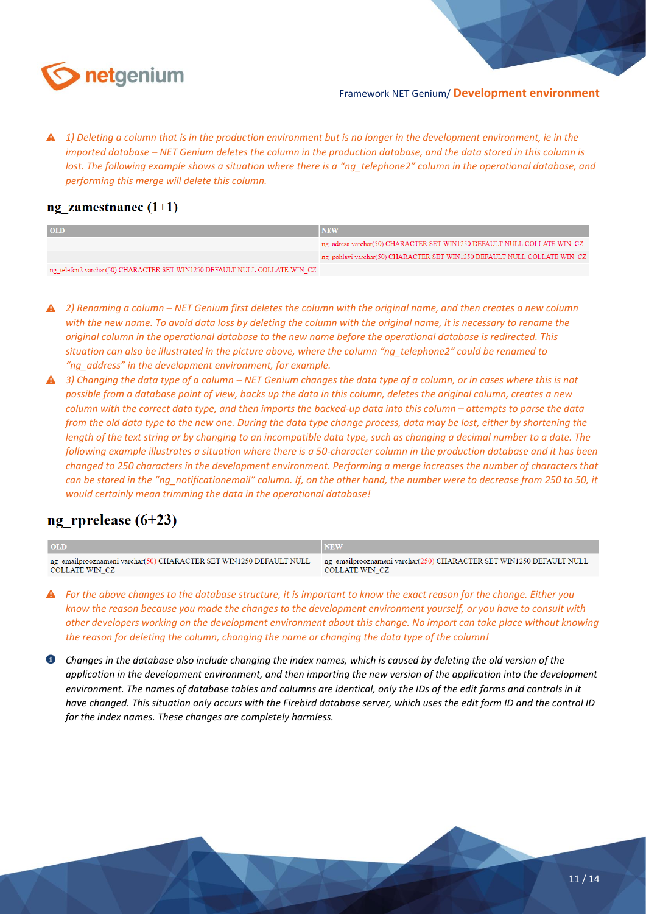⚠ *1) Deleting a column that is in the production environment but is no longer in the development environment, ie in the imported database – NET Genium deletes the column in the production database, and the data stored in this column is lost. The following example shows a situation where there is a "ng_telephone2" column in the operational database, and performing this merge will delete this column.*

## ng_zamestnanec (1+1)

| OLD | NEW |
|---|---|
| | ng_adresa varchar(50) CHARACTER SET WIN1250 DEFAULT NULL COLLATE WIN_CZ |
| | ng_pohlavi varchar(50) CHARACTER SET WIN1250 DEFAULT NULL COLLATE WIN_CZ |
| ng_telefon2 varchar(50) CHARACTER SET WIN1250 DEFAULT NULL COLLATE WIN_CZ | |

⚠ *2) Renaming a column – NET Genium first deletes the column with the original name, and then creates a new column with the new name. To avoid data loss by deleting the column with the original name, it is necessary to rename the original column in the operational database to the new name before the operational database is redirected. This situation can also be illustrated in the picture above, where the column "ng_telephone2" could be renamed to "ng_address" in the development environment, for example.*

⚠ *3) Changing the data type of a column – NET Genium changes the data type of a column, or in cases where this is not possible from a database point of view, backs up the data in this column, deletes the original column, creates a new column with the correct data type, and then imports the backed-up data into this column – attempts to parse the data from the old data type to the new one. During the data type change process, data may be lost, either by shortening the length of the text string or by changing to an incompatible data type, such as changing a decimal number to a date. The following example illustrates a situation where there is a 50-character column in the production database and it has been changed to 250 characters in the development environment. Performing a merge increases the number of characters that can be stored in the "ng_notificationemail" column. If, on the other hand, the number were to decrease from 250 to 50, it would certainly mean trimming the data in the operational database!*

## ng_rprelease (6+23)

| OLD | NEW |
|---|---|
| ng_emailproozrnameni varchar(50) CHARACTER SET WIN1250 DEFAULT NULL COLLATE WIN_CZ | ng_emailproozrnameni varchar(250) CHARACTER SET WIN1250 DEFAULT NULL COLLATE WIN_CZ |

⚠ *For the above changes to the database structure, it is important to know the exact reason for the change. Either you know the reason because you made the changes to the development environment yourself, or you have to consult with other developers working on the development environment about this change. No import can take place without knowing the reason for deleting the column, changing the name or changing the data type of the column!*

ℹ *Changes in the database also include changing the index names, which is caused by deleting the old version of the application in the development environment, and then importing the new version of the application into the development environment. The names of database tables and columns are identical, only the IDs of the edit forms and controls in it have changed. This situation only occurs with the Firebird database server, which uses the edit form ID and the control ID for the index names. These changes are completely harmless.*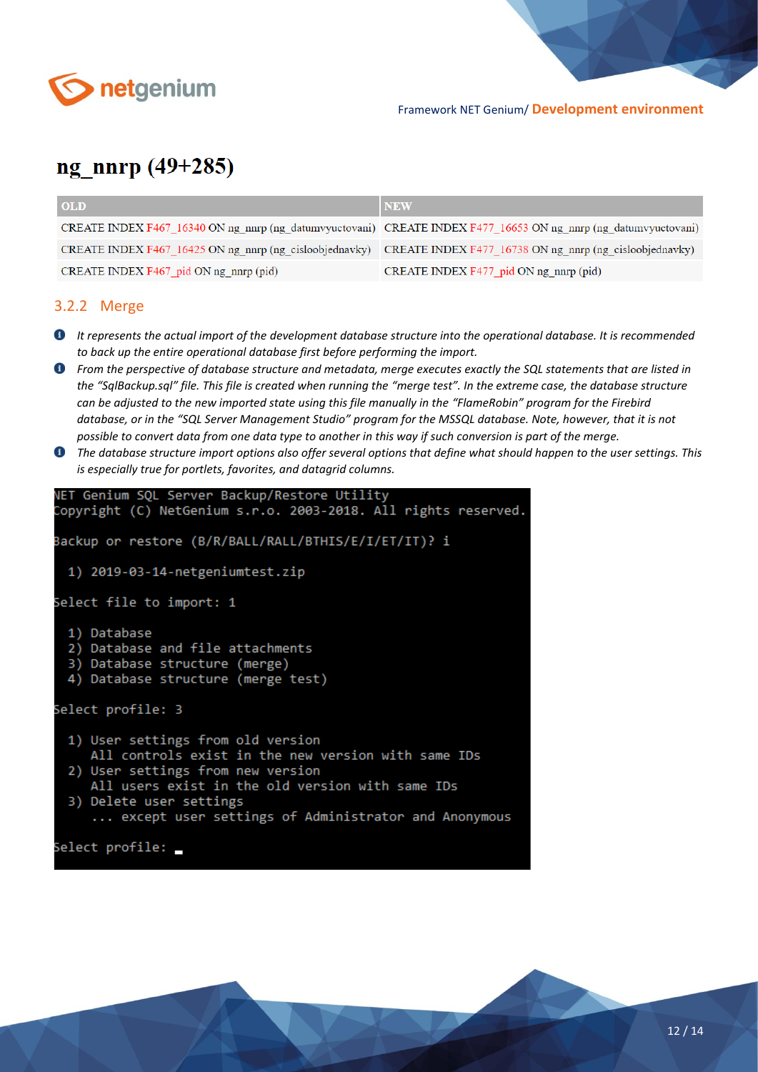## ng_nnrp (49+285)

| OLD | NEW |
| --- | --- |
| CREATE INDEX F467_16340 ON ng_nnrp (ng_datumvyuctovani) | CREATE INDEX F477_16653 ON ng_nnrp (ng_datumvyuctovani) |
| CREATE INDEX F467_16425 ON ng_nnrp (ng_cisloobjednavky) | CREATE INDEX F477_16738 ON ng_nnrp (ng_cisloobjednavky) |
| CREATE INDEX F467_pid ON ng_nnrp (pid) | CREATE INDEX F477_pid ON ng_nnrp (pid) |

### 3.2.2 Merge

- *It represents the actual import of the development database structure into the operational database. It is recommended to back up the entire operational database first before performing the import.*
- *From the perspective of database structure and metadata, merge executes exactly the SQL statements that are listed in the "SqlBackup.sql" file. This file is created when running the "merge test". In the extreme case, the database structure can be adjusted to the new imported state using this file manually in the "FlameRobin" program for the Firebird database, or in the "SQL Server Management Studio" program for the MSSQL database. Note, however, that it is not possible to convert data from one data type to another in this way if such conversion is part of the merge.*
- *The database structure import options also offer several options that define what should happen to the user settings. This is especially true for portlets, favorites, and datagrid columns.*

```
NET Genium SQL Server Backup/Restore Utility
Copyright (C) NetGenium s.r.o. 2003-2018. All rights reserved.

Backup or restore (B/R/BALL/RALL/BTHIS/E/I/ET/IT)? i

  1) 2019-03-14-netgeniumtest.zip

Select file to import: 1

  1) Database
  2) Database and file attachments
  3) Database structure (merge)
  4) Database structure (merge test)

Select profile: 3

  1) User settings from old version
     All controls exist in the new version with same IDs
  2) User settings from new version
     All users exist in the old version with same IDs
  3) Delete user settings
     ... except user settings of Administrator and Anonymous

Select profile: _
```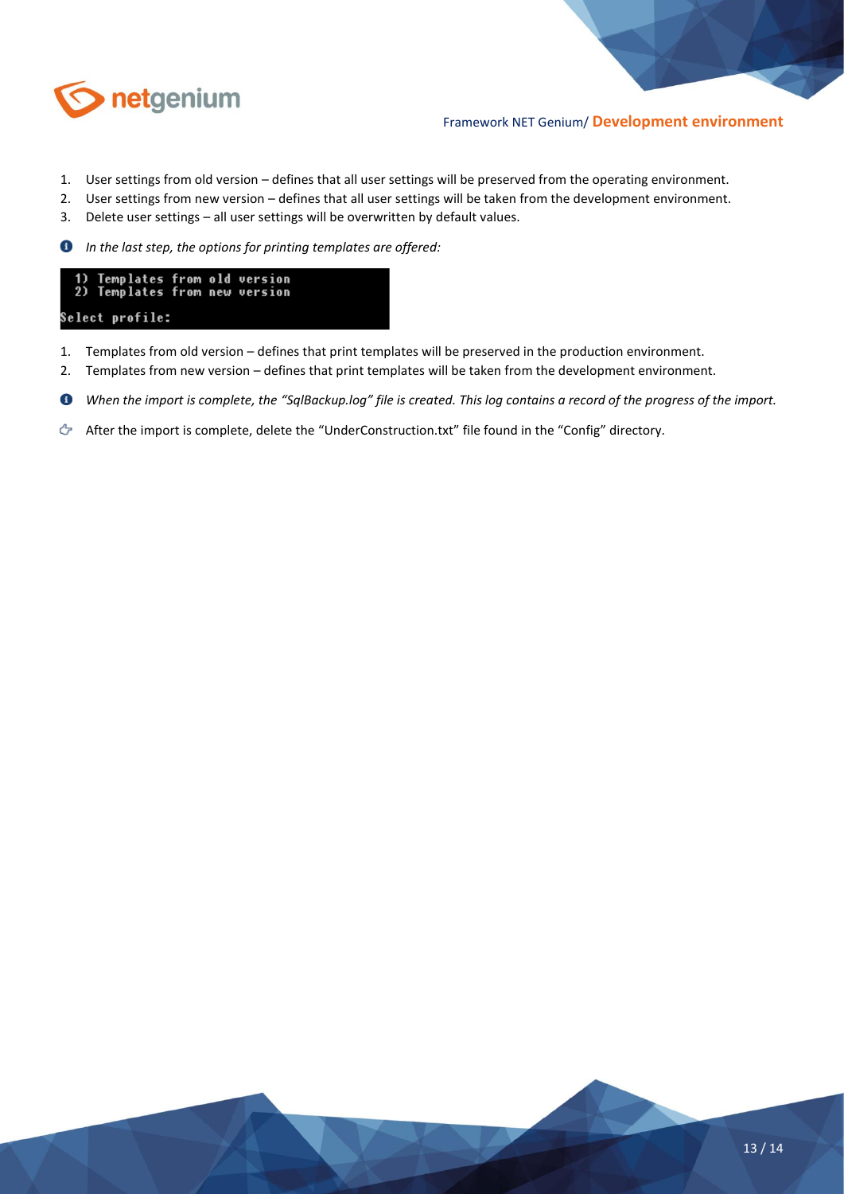1. User settings from old version – defines that all user settings will be preserved from the operating environment.
2. User settings from new version – defines that all user settings will be taken from the development environment.
3. Delete user settings – all user settings will be overwritten by default values.

*In the last step, the options for printing templates are offered:*

```
  1) Templates from old version
  2) Templates from new version

Select profile:
```

1. Templates from old version – defines that print templates will be preserved in the production environment.
2. Templates from new version – defines that print templates will be taken from the development environment.

*When the import is complete, the "SqlBackup.log" file is created. This log contains a record of the progress of the import.*

After the import is complete, delete the "UnderConstruction.txt" file found in the "Config" directory.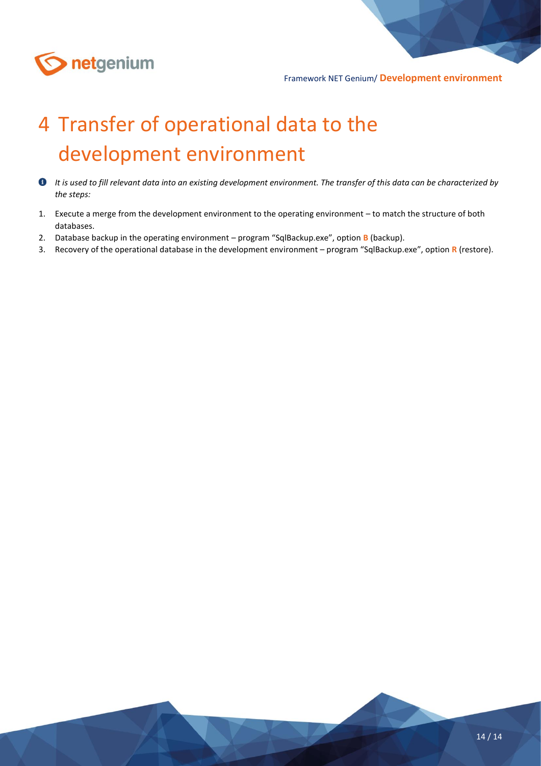# 4 Transfer of operational data to the development environment

*It is used to fill relevant data into an existing development environment. The transfer of this data can be characterized by the steps:*

1. Execute a merge from the development environment to the operating environment – to match the structure of both databases.
2. Database backup in the operating environment – program "SqlBackup.exe", option **B** (backup).
3. Recovery of the operational database in the development environment – program "SqlBackup.exe", option **R** (restore).